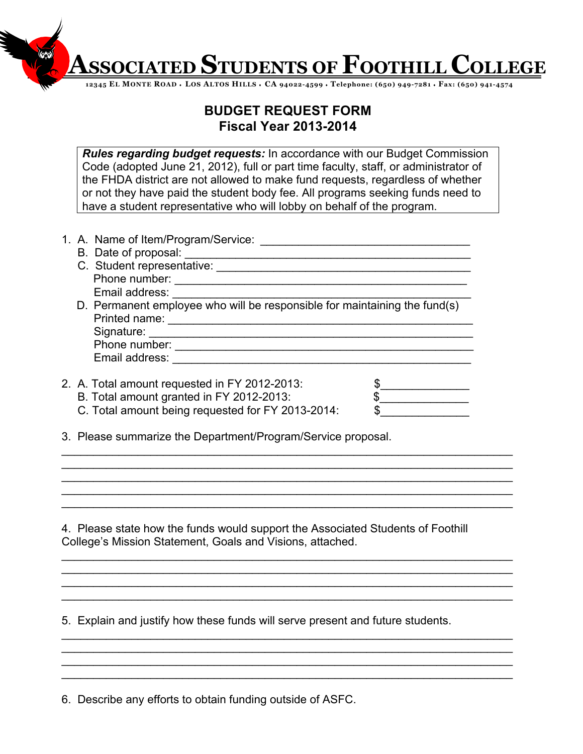# ASSOCIATED STUDENTS OF FOOTHILL COLLEGE

12345 EL MONTE ROAD • LOS ALTOS HILLS • CA 94022-4599 • Telephone: (650) 949-7281 • Fax: (650) 941-4574

## BUDGET REQUEST FORM
## Fiscal Year 2013-2014

***Rules regarding budget requests:*** In accordance with our Budget Commission Code (adopted June 21, 2012), full or part time faculty, staff, or administrator of the FHDA district are not allowed to make fund requests, regardless of whether or not they have paid the student body fee. All programs seeking funds need to have a student representative who will lobby on behalf of the program.

1. A. Name of Item/Program/Service: ___________________________________
   B. Date of proposal: _______________________________________________
   C. Student representative: __________________________________________
      Phone number: _________________________________________________
      Email address: _________________________________________________
   D. Permanent employee who will be responsible for maintaining the fund(s)
      Printed name: __________________________________________________
      Signature: _____________________________________________________
      Phone number: _________________________________________________
      Email address: _________________________________________________

2. A. Total amount requested in FY 2012-2013: $______________
   B. Total amount granted in FY 2012-2013: $______________
   C. Total amount being requested for FY 2013-2014: $______________

3. Please summarize the Department/Program/Service proposal.

______________________________________________________________________
______________________________________________________________________
______________________________________________________________________
______________________________________________________________________
______________________________________________________________________

4. Please state how the funds would support the Associated Students of Foothill College's Mission Statement, Goals and Visions, attached.

______________________________________________________________________
______________________________________________________________________
______________________________________________________________________
______________________________________________________________________

5. Explain and justify how these funds will serve present and future students.

______________________________________________________________________
______________________________________________________________________
______________________________________________________________________
______________________________________________________________________

6. Describe any efforts to obtain funding outside of ASFC.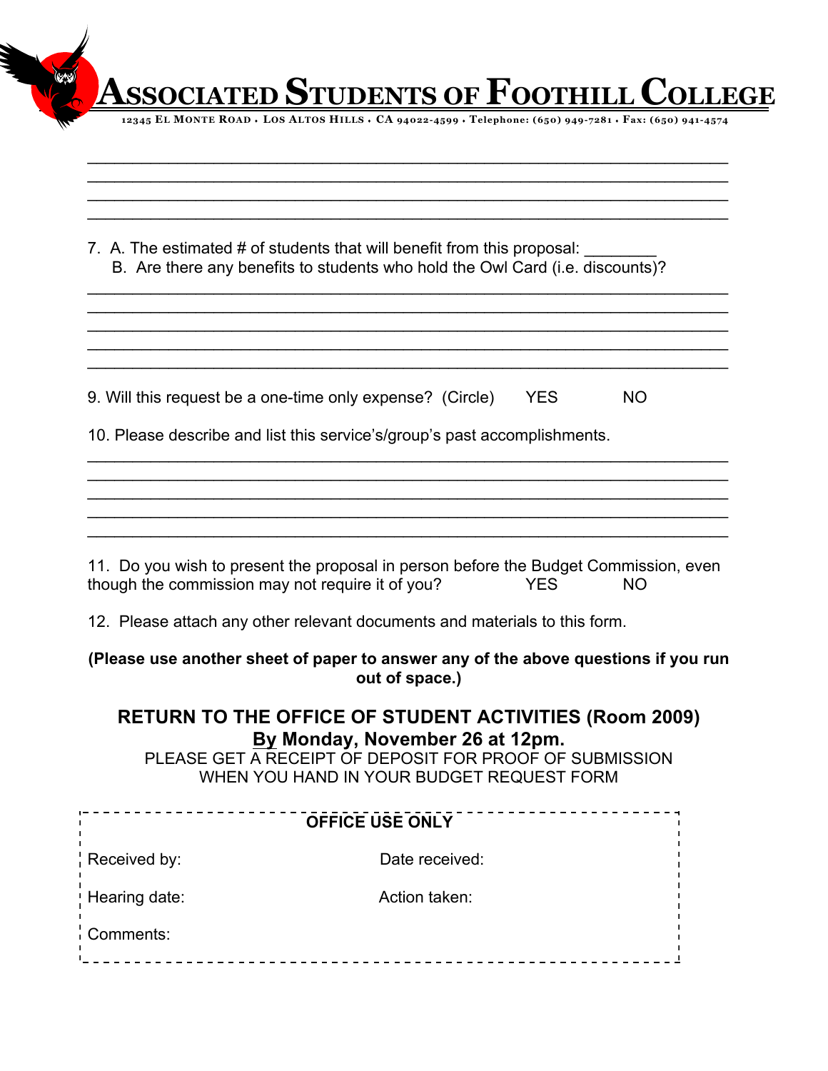# ASSOCIATED STUDENTS OF FOOTHILL COLLEGE

12345 EL MONTE ROAD • LOS ALTOS HILLS • CA 94022-4599 • Telephone: (650) 949-7281 • Fax: (650) 941-4574

_______________________________________________________________________
_______________________________________________________________________
_______________________________________________________________________
_______________________________________________________________________

7. A. The estimated # of students that will benefit from this proposal: ________
   B. Are there any benefits to students who hold the Owl Card (i.e. discounts)?

_______________________________________________________________________
_______________________________________________________________________
_______________________________________________________________________
_______________________________________________________________________
_______________________________________________________________________

9. Will this request be a one-time only expense? (Circle) YES NO

10. Please describe and list this service's/group's past accomplishments.

_______________________________________________________________________
_______________________________________________________________________
_______________________________________________________________________
_______________________________________________________________________
_______________________________________________________________________

11. Do you wish to present the proposal in person before the Budget Commission, even though the commission may not require it of you? YES NO

12. Please attach any other relevant documents and materials to this form.

**(Please use another sheet of paper to answer any of the above questions if you run out of space.)**

**RETURN TO THE OFFICE OF STUDENT ACTIVITIES (Room 2009)**
**By Monday, November 26 at 12pm.**

PLEASE GET A RECEIPT OF DEPOSIT FOR PROOF OF SUBMISSION WHEN YOU HAND IN YOUR BUDGET REQUEST FORM

**OFFICE USE ONLY**

Received by: Date received:

Hearing date: Action taken:

Comments: